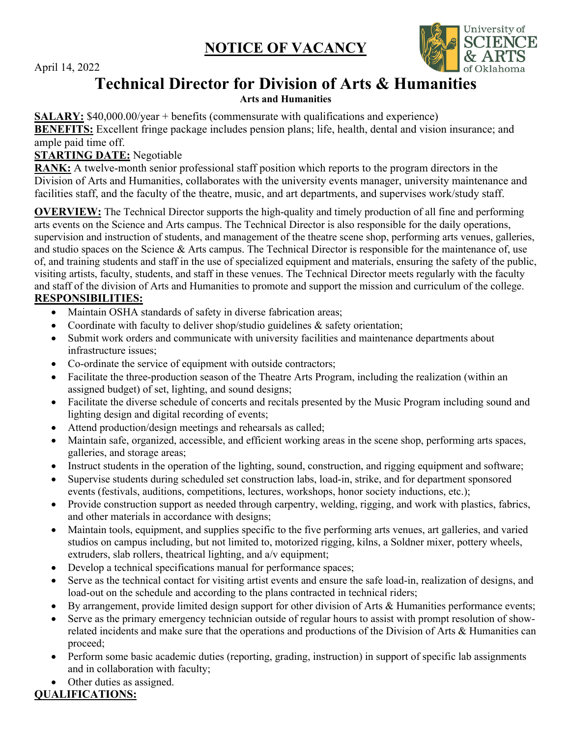# NOTICE OF VACANCY

April 14, 2022

University of SCIENCE & ARTS of Oklahoma

## Technical Director for Division of Arts & Humanities

**Arts and Humanities**

**SALARY:** $40,000.00/year + benefits (commensurate with qualifications and experience)
**BENEFITS:** Excellent fringe package includes pension plans; life, health, dental and vision insurance; and ample paid time off.
**STARTING DATE:** Negotiable
**RANK:** A twelve-month senior professional staff position which reports to the program directors in the Division of Arts and Humanities, collaborates with the university events manager, university maintenance and facilities staff, and the faculty of the theatre, music, and art departments, and supervises work/study staff.

**OVERVIEW:** The Technical Director supports the high-quality and timely production of all fine and performing arts events on the Science and Arts campus. The Technical Director is also responsible for the daily operations, supervision and instruction of students, and management of the theatre scene shop, performing arts venues, galleries, and studio spaces on the Science & Arts campus. The Technical Director is responsible for the maintenance of, use of, and training students and staff in the use of specialized equipment and materials, ensuring the safety of the public, visiting artists, faculty, students, and staff in these venues. The Technical Director meets regularly with the faculty and staff of the division of Arts and Humanities to promote and support the mission and curriculum of the college.

**RESPONSIBILITIES:**

- Maintain OSHA standards of safety in diverse fabrication areas;
- Coordinate with faculty to deliver shop/studio guidelines & safety orientation;
- Submit work orders and communicate with university facilities and maintenance departments about infrastructure issues;
- Co-ordinate the service of equipment with outside contractors;
- Facilitate the three-production season of the Theatre Arts Program, including the realization (within an assigned budget) of set, lighting, and sound designs;
- Facilitate the diverse schedule of concerts and recitals presented by the Music Program including sound and lighting design and digital recording of events;
- Attend production/design meetings and rehearsals as called;
- Maintain safe, organized, accessible, and efficient working areas in the scene shop, performing arts spaces, galleries, and storage areas;
- Instruct students in the operation of the lighting, sound, construction, and rigging equipment and software;
- Supervise students during scheduled set construction labs, load-in, strike, and for department sponsored events (festivals, auditions, competitions, lectures, workshops, honor society inductions, etc.);
- Provide construction support as needed through carpentry, welding, rigging, and work with plastics, fabrics, and other materials in accordance with designs;
- Maintain tools, equipment, and supplies specific to the five performing arts venues, art galleries, and varied studios on campus including, but not limited to, motorized rigging, kilns, a Soldner mixer, pottery wheels, extruders, slab rollers, theatrical lighting, and a/v equipment;
- Develop a technical specifications manual for performance spaces;
- Serve as the technical contact for visiting artist events and ensure the safe load-in, realization of designs, and load-out on the schedule and according to the plans contracted in technical riders;
- By arrangement, provide limited design support for other division of Arts & Humanities performance events;
- Serve as the primary emergency technician outside of regular hours to assist with prompt resolution of show-related incidents and make sure that the operations and productions of the Division of Arts & Humanities can proceed;
- Perform some basic academic duties (reporting, grading, instruction) in support of specific lab assignments and in collaboration with faculty;
- Other duties as assigned.

**QUALIFICATIONS:**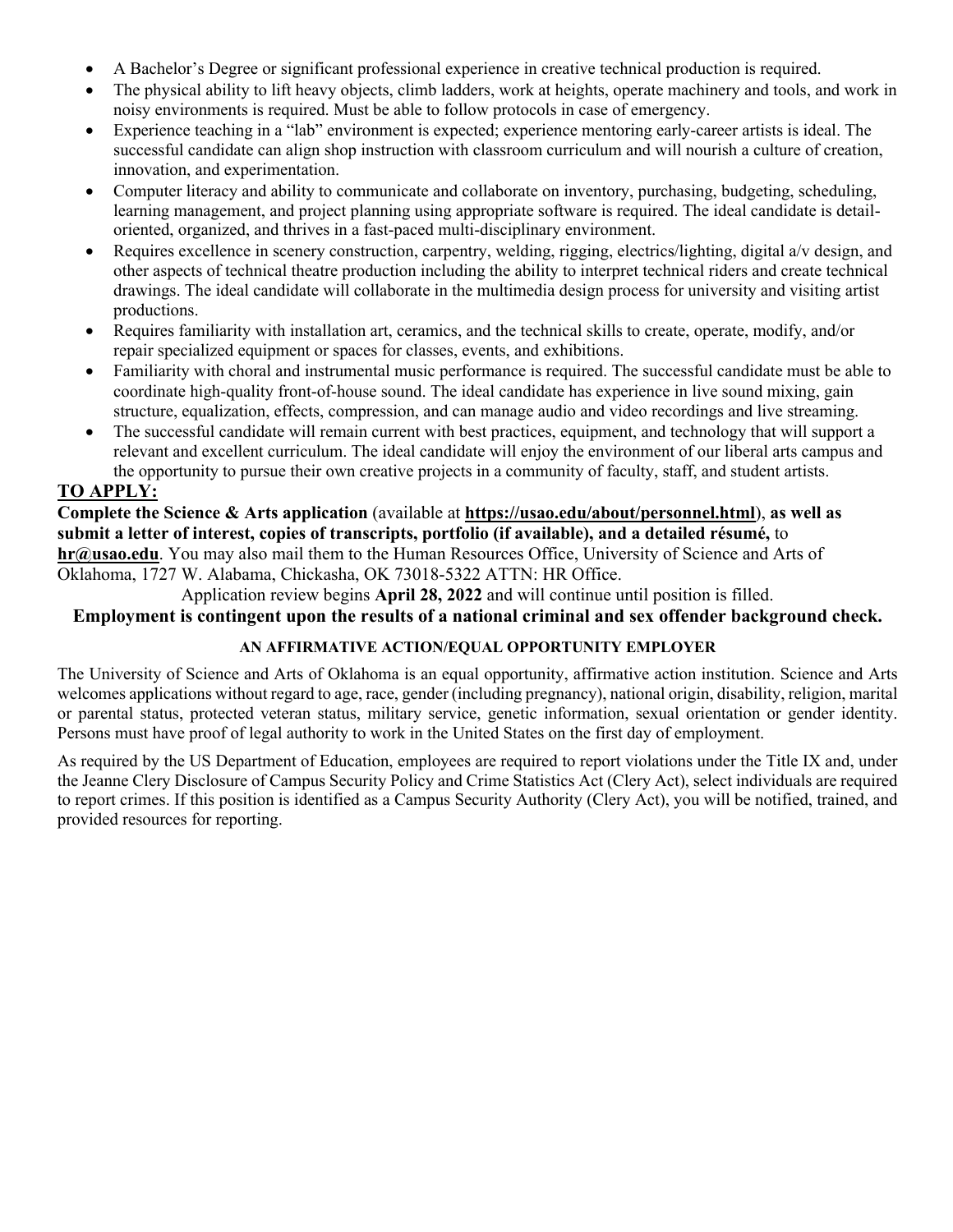- A Bachelor's Degree or significant professional experience in creative technical production is required.
- The physical ability to lift heavy objects, climb ladders, work at heights, operate machinery and tools, and work in noisy environments is required. Must be able to follow protocols in case of emergency.
- Experience teaching in a "lab" environment is expected; experience mentoring early-career artists is ideal. The successful candidate can align shop instruction with classroom curriculum and will nourish a culture of creation, innovation, and experimentation.
- Computer literacy and ability to communicate and collaborate on inventory, purchasing, budgeting, scheduling, learning management, and project planning using appropriate software is required. The ideal candidate is detail-oriented, organized, and thrives in a fast-paced multi-disciplinary environment.
- Requires excellence in scenery construction, carpentry, welding, rigging, electrics/lighting, digital a/v design, and other aspects of technical theatre production including the ability to interpret technical riders and create technical drawings. The ideal candidate will collaborate in the multimedia design process for university and visiting artist productions.
- Requires familiarity with installation art, ceramics, and the technical skills to create, operate, modify, and/or repair specialized equipment or spaces for classes, events, and exhibitions.
- Familiarity with choral and instrumental music performance is required. The successful candidate must be able to coordinate high-quality front-of-house sound. The ideal candidate has experience in live sound mixing, gain structure, equalization, effects, compression, and can manage audio and video recordings and live streaming.
- The successful candidate will remain current with best practices, equipment, and technology that will support a relevant and excellent curriculum. The ideal candidate will enjoy the environment of our liberal arts campus and the opportunity to pursue their own creative projects in a community of faculty, staff, and student artists.

## TO APPLY:

**Complete the Science & Arts application** (available at **https://usao.edu/about/personnel.html**), **as well as submit a letter of interest, copies of transcripts, portfolio (if available), and a detailed résumé,** to **hr@usao.edu**. You may also mail them to the Human Resources Office, University of Science and Arts of Oklahoma, 1727 W. Alabama, Chickasha, OK 73018-5322 ATTN: HR Office.

Application review begins **April 28, 2022** and will continue until position is filled.

**Employment is contingent upon the results of a national criminal and sex offender background check.**

**AN AFFIRMATIVE ACTION/EQUAL OPPORTUNITY EMPLOYER**

The University of Science and Arts of Oklahoma is an equal opportunity, affirmative action institution. Science and Arts welcomes applications without regard to age, race, gender (including pregnancy), national origin, disability, religion, marital or parental status, protected veteran status, military service, genetic information, sexual orientation or gender identity. Persons must have proof of legal authority to work in the United States on the first day of employment.

As required by the US Department of Education, employees are required to report violations under the Title IX and, under the Jeanne Clery Disclosure of Campus Security Policy and Crime Statistics Act (Clery Act), select individuals are required to report crimes. If this position is identified as a Campus Security Authority (Clery Act), you will be notified, trained, and provided resources for reporting.